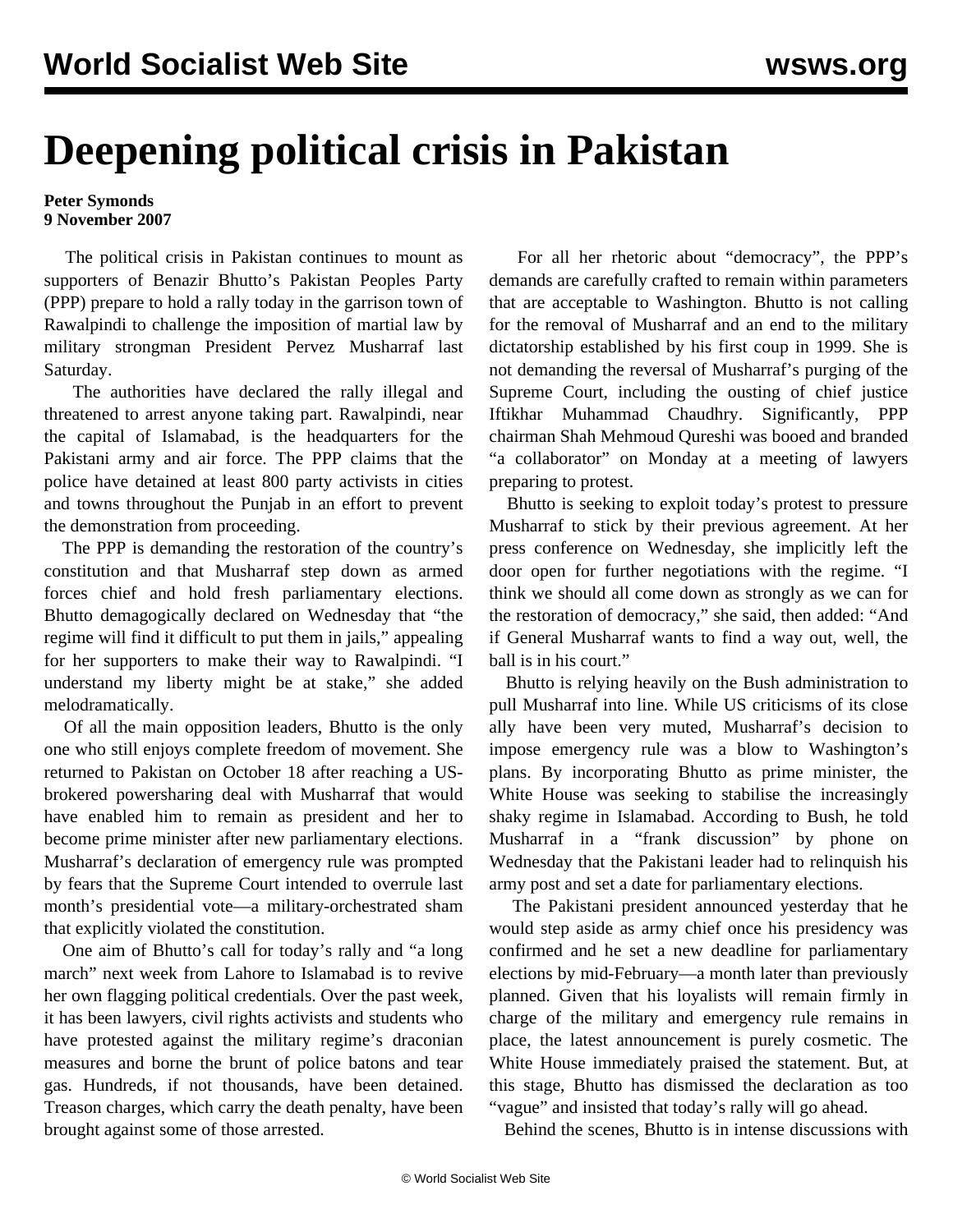# Deepening political crisis in Pakistan

**Peter Symonds**
**9 November 2007**

The political crisis in Pakistan continues to mount as supporters of Benazir Bhutto's Pakistan Peoples Party (PPP) prepare to hold a rally today in the garrison town of Rawalpindi to challenge the imposition of martial law by military strongman President Pervez Musharraf last Saturday.

The authorities have declared the rally illegal and threatened to arrest anyone taking part. Rawalpindi, near the capital of Islamabad, is the headquarters for the Pakistani army and air force. The PPP claims that the police have detained at least 800 party activists in cities and towns throughout the Punjab in an effort to prevent the demonstration from proceeding.

The PPP is demanding the restoration of the country's constitution and that Musharraf step down as armed forces chief and hold fresh parliamentary elections. Bhutto demagogically declared on Wednesday that "the regime will find it difficult to put them in jails," appealing for her supporters to make their way to Rawalpindi. "I understand my liberty might be at stake," she added melodramatically.

Of all the main opposition leaders, Bhutto is the only one who still enjoys complete freedom of movement. She returned to Pakistan on October 18 after reaching a US-brokered powersharing deal with Musharraf that would have enabled him to remain as president and her to become prime minister after new parliamentary elections. Musharraf's declaration of emergency rule was prompted by fears that the Supreme Court intended to overrule last month's presidential vote—a military-orchestrated sham that explicitly violated the constitution.

One aim of Bhutto's call for today's rally and "a long march" next week from Lahore to Islamabad is to revive her own flagging political credentials. Over the past week, it has been lawyers, civil rights activists and students who have protested against the military regime's draconian measures and borne the brunt of police batons and tear gas. Hundreds, if not thousands, have been detained. Treason charges, which carry the death penalty, have been brought against some of those arrested.

For all her rhetoric about "democracy", the PPP's demands are carefully crafted to remain within parameters that are acceptable to Washington. Bhutto is not calling for the removal of Musharraf and an end to the military dictatorship established by his first coup in 1999. She is not demanding the reversal of Musharraf's purging of the Supreme Court, including the ousting of chief justice Iftikhar Muhammad Chaudhry. Significantly, PPP chairman Shah Mehmoud Qureshi was booed and branded "a collaborator" on Monday at a meeting of lawyers preparing to protest.

Bhutto is seeking to exploit today's protest to pressure Musharraf to stick by their previous agreement. At her press conference on Wednesday, she implicitly left the door open for further negotiations with the regime. "I think we should all come down as strongly as we can for the restoration of democracy," she said, then added: "And if General Musharraf wants to find a way out, well, the ball is in his court."

Bhutto is relying heavily on the Bush administration to pull Musharraf into line. While US criticisms of its close ally have been very muted, Musharraf's decision to impose emergency rule was a blow to Washington's plans. By incorporating Bhutto as prime minister, the White House was seeking to stabilise the increasingly shaky regime in Islamabad. According to Bush, he told Musharraf in a "frank discussion" by phone on Wednesday that the Pakistani leader had to relinquish his army post and set a date for parliamentary elections.

The Pakistani president announced yesterday that he would step aside as army chief once his presidency was confirmed and he set a new deadline for parliamentary elections by mid-February—a month later than previously planned. Given that his loyalists will remain firmly in charge of the military and emergency rule remains in place, the latest announcement is purely cosmetic. The White House immediately praised the statement. But, at this stage, Bhutto has dismissed the declaration as too "vague" and insisted that today's rally will go ahead.

Behind the scenes, Bhutto is in intense discussions with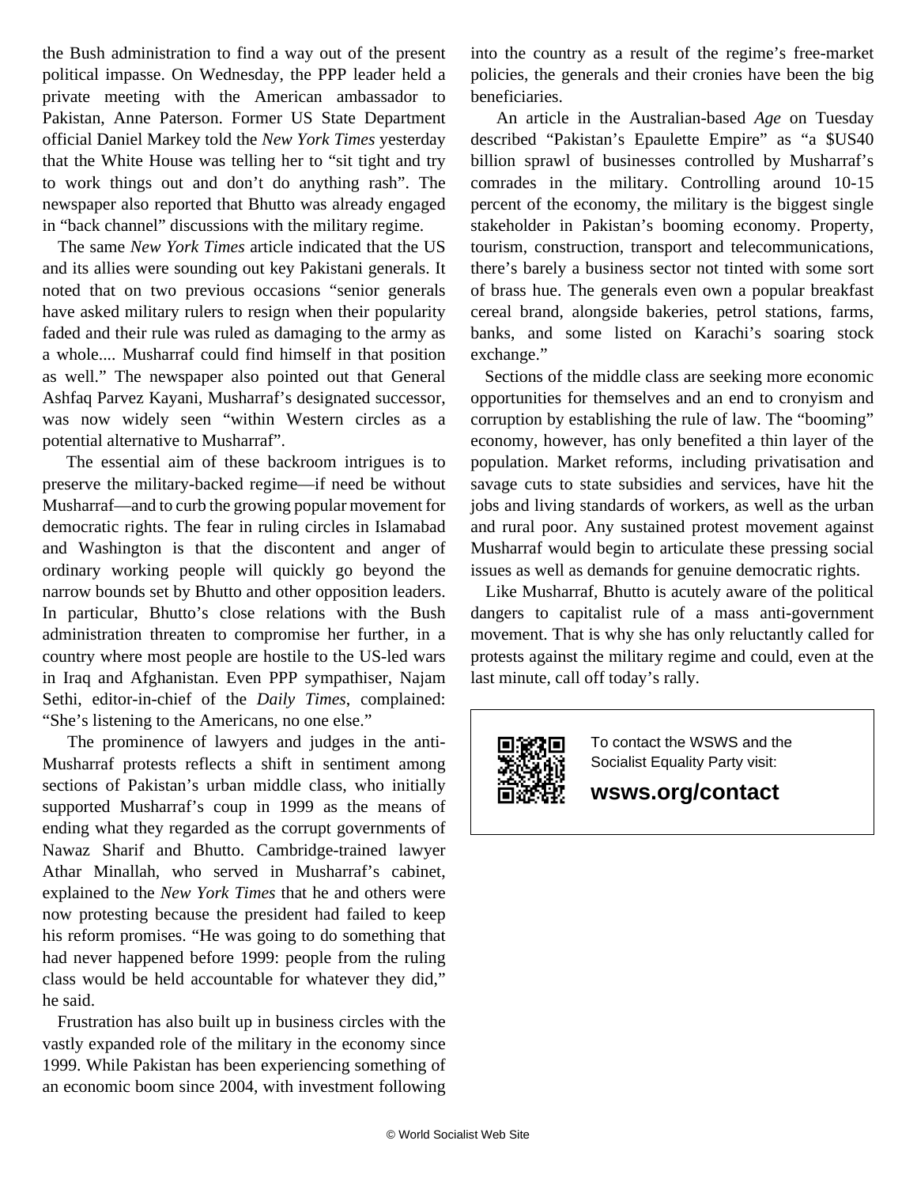the Bush administration to find a way out of the present political impasse. On Wednesday, the PPP leader held a private meeting with the American ambassador to Pakistan, Anne Paterson. Former US State Department official Daniel Markey told the *New York Times* yesterday that the White House was telling her to "sit tight and try to work things out and don't do anything rash". The newspaper also reported that Bhutto was already engaged in "back channel" discussions with the military regime.

The same *New York Times* article indicated that the US and its allies were sounding out key Pakistani generals. It noted that on two previous occasions "senior generals have asked military rulers to resign when their popularity faded and their rule was ruled as damaging to the army as a whole.... Musharraf could find himself in that position as well." The newspaper also pointed out that General Ashfaq Parvez Kayani, Musharraf's designated successor, was now widely seen "within Western circles as a potential alternative to Musharraf".

The essential aim of these backroom intrigues is to preserve the military-backed regime—if need be without Musharraf—and to curb the growing popular movement for democratic rights. The fear in ruling circles in Islamabad and Washington is that the discontent and anger of ordinary working people will quickly go beyond the narrow bounds set by Bhutto and other opposition leaders. In particular, Bhutto's close relations with the Bush administration threaten to compromise her further, in a country where most people are hostile to the US-led wars in Iraq and Afghanistan. Even PPP sympathiser, Najam Sethi, editor-in-chief of the *Daily Times*, complained: "She's listening to the Americans, no one else."

The prominence of lawyers and judges in the anti-Musharraf protests reflects a shift in sentiment among sections of Pakistan's urban middle class, who initially supported Musharraf's coup in 1999 as the means of ending what they regarded as the corrupt governments of Nawaz Sharif and Bhutto. Cambridge-trained lawyer Athar Minallah, who served in Musharraf's cabinet, explained to the *New York Times* that he and others were now protesting because the president had failed to keep his reform promises. "He was going to do something that had never happened before 1999: people from the ruling class would be held accountable for whatever they did," he said.

Frustration has also built up in business circles with the vastly expanded role of the military in the economy since 1999. While Pakistan has been experiencing something of an economic boom since 2004, with investment following into the country as a result of the regime's free-market policies, the generals and their cronies have been the big beneficiaries.

An article in the Australian-based *Age* on Tuesday described "Pakistan's Epaulette Empire" as "a $US40 billion sprawl of businesses controlled by Musharraf's comrades in the military. Controlling around 10-15 percent of the economy, the military is the biggest single stakeholder in Pakistan's booming economy. Property, tourism, construction, transport and telecommunications, there's barely a business sector not tinted with some sort of brass hue. The generals even own a popular breakfast cereal brand, alongside bakeries, petrol stations, farms, banks, and some listed on Karachi's soaring stock exchange."

Sections of the middle class are seeking more economic opportunities for themselves and an end to cronyism and corruption by establishing the rule of law. The "booming" economy, however, has only benefited a thin layer of the population. Market reforms, including privatisation and savage cuts to state subsidies and services, have hit the jobs and living standards of workers, as well as the urban and rural poor. Any sustained protest movement against Musharraf would begin to articulate these pressing social issues as well as demands for genuine democratic rights.

Like Musharraf, Bhutto is acutely aware of the political dangers to capitalist rule of a mass anti-government movement. That is why she has only reluctantly called for protests against the military regime and could, even at the last minute, call off today's rally.

To contact the WSWS and the Socialist Equality Party visit:

**wsws.org/contact**